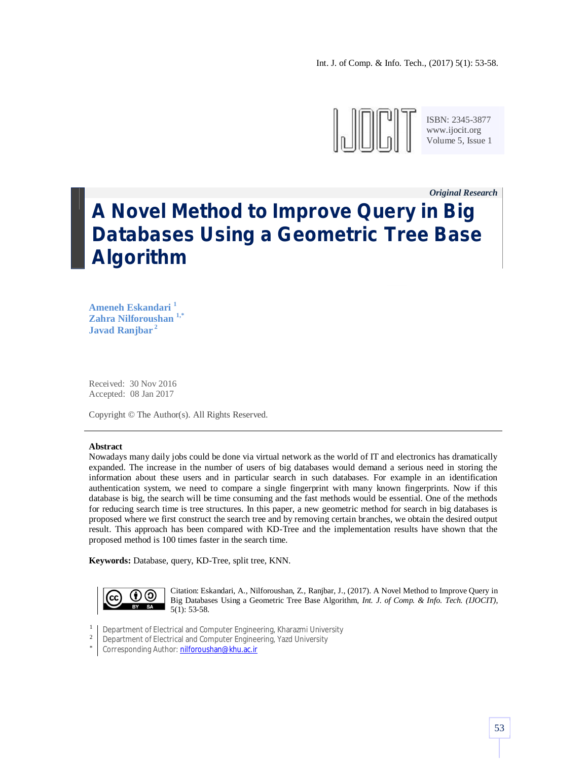*Original Research*

# A Novel Method to Improve Query in Big Databases Using a Geometric Tree Base Algorithm

**Ameneh Eskandari** [1]
**Zahra Nilforoushan** [1,*]
**Javad Ranjbar** [2]

Received: 30 Nov 2016
Accepted: 08 Jan 2017

Copyright © The Author(s). All Rights Reserved.

---

**Abstract**

Nowadays many daily jobs could be done via virtual network as the world of IT and electronics has dramatically expanded. The increase in the number of users of big databases would demand a serious need in storing the information about these users and in particular search in such databases. For example in an identification authentication system, we need to compare a single fingerprint with many known fingerprints. Now if this database is big, the search will be time consuming and the fast methods would be essential. One of the methods for reducing search time is tree structures. In this paper, a new geometric method for search in big databases is proposed where we first construct the search tree and by removing certain branches, we obtain the desired output result. This approach has been compared with KD-Tree and the implementation results have shown that the proposed method is 100 times faster in the search time.

**Keywords:** Database, query, KD-Tree, split tree, KNN.

Citation: Eskandari, A., Nilforoushan, Z., Ranjbar, J., (2017). A Novel Method to Improve Query in Big Databases Using a Geometric Tree Base Algorithm, *Int. J. of Comp. & Info. Tech. (IJOCIT)*, 5(1): 53-58.

[1] Department of Electrical and Computer Engineering, Kharazmi University
[2] Department of Electrical and Computer Engineering, Yazd University
[*] Corresponding Author: nilforoushan@khu.ac.ir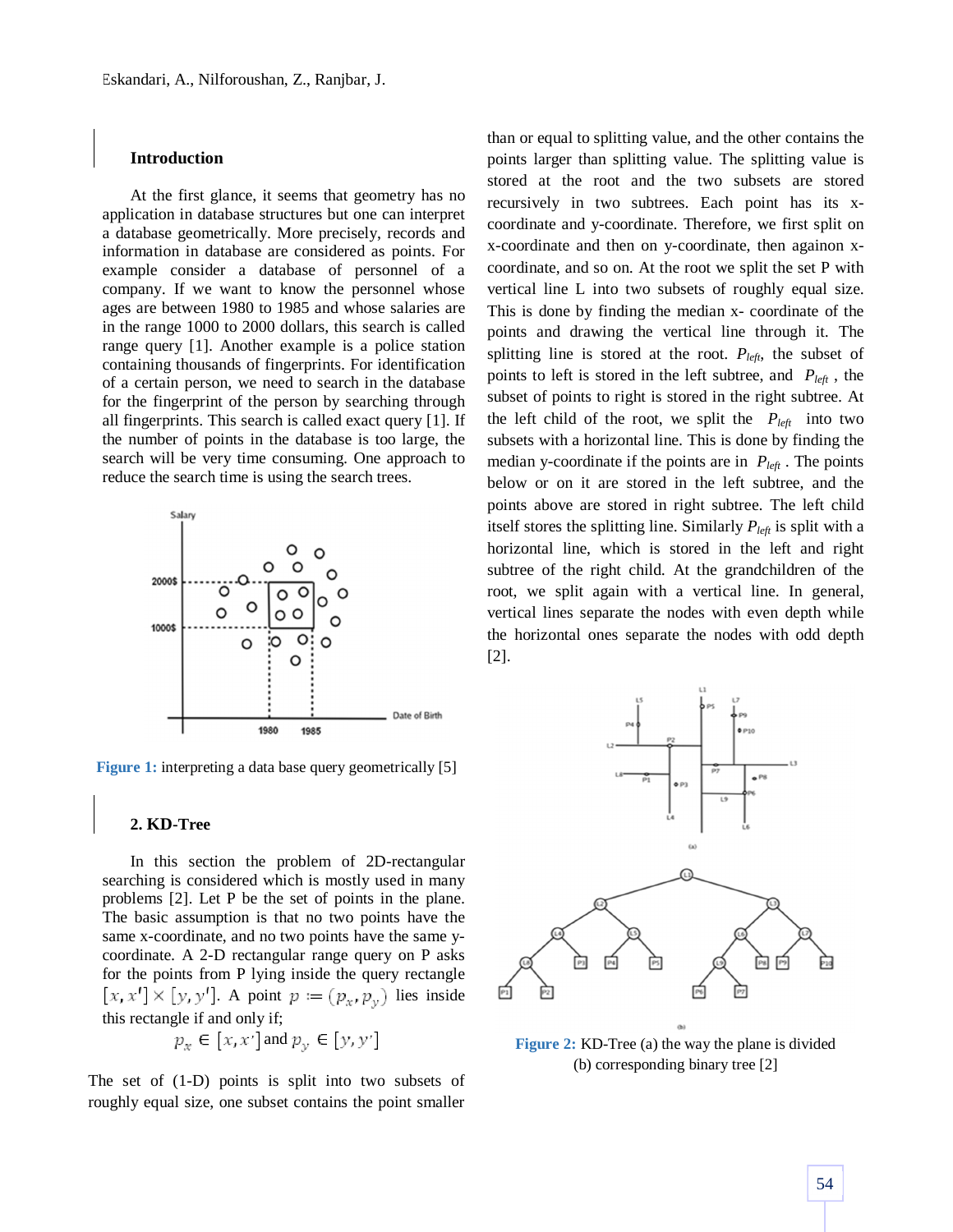## Introduction

At the first glance, it seems that geometry has no application in database structures but one can interpret a database geometrically. More precisely, records and information in database are considered as points. For example consider a database of personnel of a company. If we want to know the personnel whose ages are between 1980 to 1985 and whose salaries are in the range 1000 to 2000 dollars, this search is called range query [1]. Another example is a police station containing thousands of fingerprints. For identification of a certain person, we need to search in the database for the fingerprint of the person by searching through all fingerprints. This search is called exact query [1]. If the number of points in the database is too large, the search will be very time consuming. One approach to reduce the search time is using the search trees.

**Figure 1:** interpreting a data base query geometrically [5]

## 2. KD-Tree

In this section the problem of 2D-rectangular searching is considered which is mostly used in many problems [2]. Let P be the set of points in the plane. The basic assumption is that no two points have the same x-coordinate, and no two points have the same y-coordinate. A 2-D rectangular range query on P asks for the points from P lying inside the query rectangle $[x, x'] \times [y, y']$. A point $p := (p_x, p_y)$ lies inside this rectangle if and only if;

$$p_x \in [x, x'] \text{ and } p_y \in [y, y']$$

The set of (1-D) points is split into two subsets of roughly equal size, one subset contains the point smaller than or equal to splitting value, and the other contains the points larger than splitting value. The splitting value is stored at the root and the two subsets are stored recursively in two subtrees. Each point has its x-coordinate and y-coordinate. Therefore, we first split on x-coordinate and then on y-coordinate, then againon x-coordinate, and so on. At the root we split the set P with vertical line L into two subsets of roughly equal size. This is done by finding the median x- coordinate of the points and drawing the vertical line through it. The splitting line is stored at the root. $P_{left}$, the subset of points to left is stored in the left subtree, and $P_{left}$ , the subset of points to right is stored in the right subtree. At the left child of the root, we split the $P_{left}$ into two subsets with a horizontal line. This is done by finding the median y-coordinate if the points are in $P_{left}$ . The points below or on it are stored in the left subtree, and the points above are stored in right subtree. The left child itself stores the splitting line. Similarly $P_{left}$ is split with a horizontal line, which is stored in the left and right subtree of the right child. At the grandchildren of the root, we split again with a vertical line. In general, vertical lines separate the nodes with even depth while the horizontal ones separate the nodes with odd depth [2].

**Figure 2:** KD-Tree (a) the way the plane is divided (b) corresponding binary tree [2]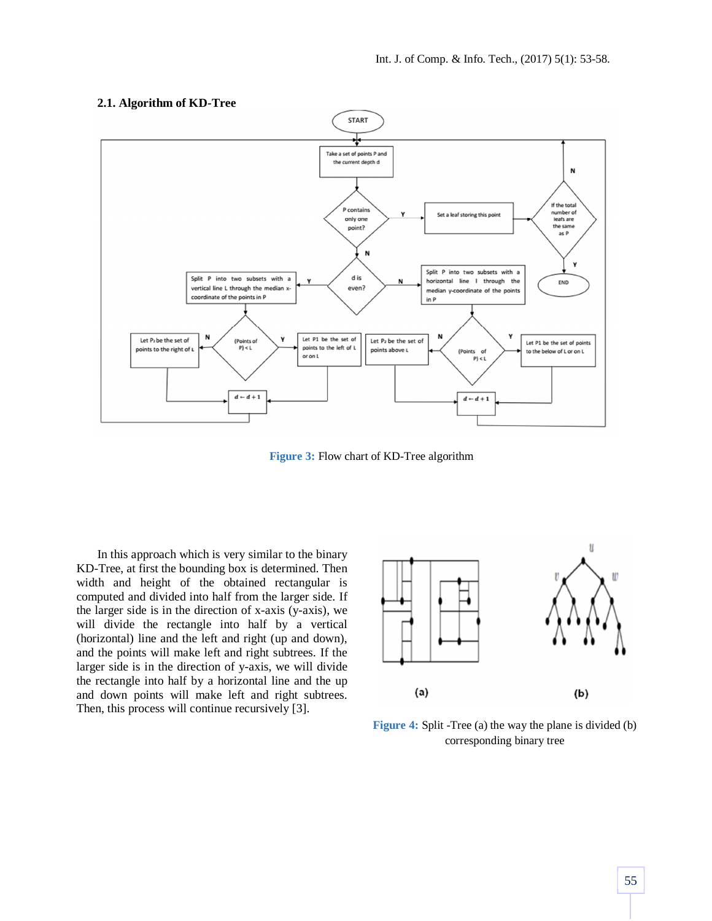### 2.1. Algorithm of KD-Tree

Figure 3: Flow chart of KD-Tree algorithm

In this approach which is very similar to the binary KD-Tree, at first the bounding box is determined. Then width and height of the obtained rectangular is computed and divided into half from the larger side. If the larger side is in the direction of x-axis (y-axis), we will divide the rectangle into half by a vertical (horizontal) line and the left and right (up and down), and the points will make left and right subtrees. If the larger side is in the direction of y-axis, we will divide the rectangle into half by a horizontal line and the up and down points will make left and right subtrees. Then, this process will continue recursively [3].

Figure 4: Split -Tree (a) the way the plane is divided (b) corresponding binary tree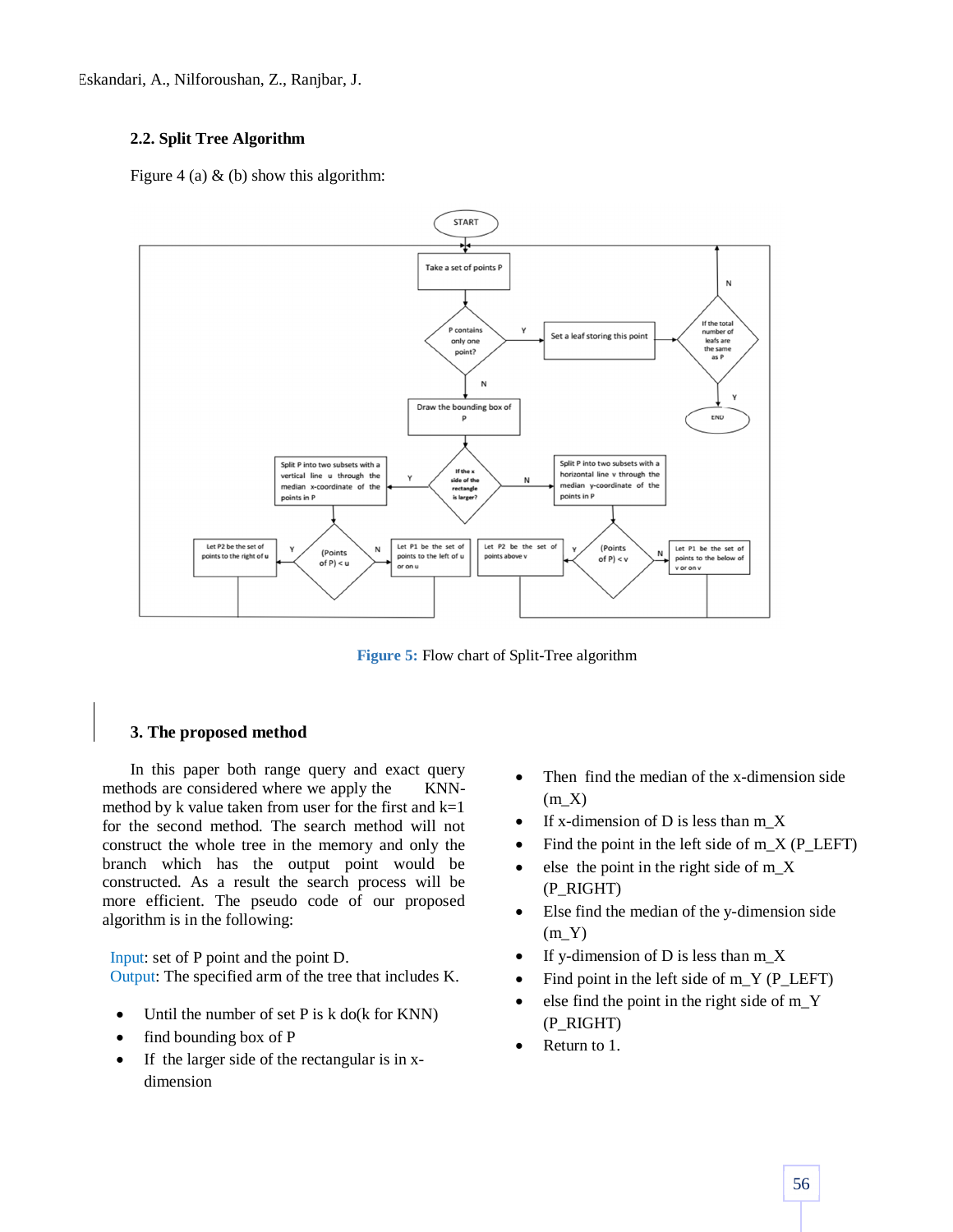## 2.2. Split Tree Algorithm

Figure 4 (a) & (b) show this algorithm:

**Figure 5:** Flow chart of Split-Tree algorithm

## 3. The proposed method

In this paper both range query and exact query methods are considered where we apply the KNN-method by k value taken from user for the first and k=1 for the second method. The search method will not construct the whole tree in the memory and only the branch which has the output point would be constructed. As a result the search process will be more efficient. The pseudo code of our proposed algorithm is in the following:

Input: set of P point and the point D.
Output: The specified arm of the tree that includes K.

- Until the number of set P is k do(k for KNN)
- find bounding box of P
- If the larger side of the rectangular is in x-dimension
- Then find the median of the x-dimension side (m_X)
- If x-dimension of D is less than m_X
- Find the point in the left side of m_X (P_LEFT)
- else the point in the right side of m_X (P_RIGHT)
- Else find the median of the y-dimension side (m_Y)
- If y-dimension of D is less than m_X
- Find point in the left side of m_Y (P_LEFT)
- else find the point in the right side of m_Y (P_RIGHT)
- Return to 1.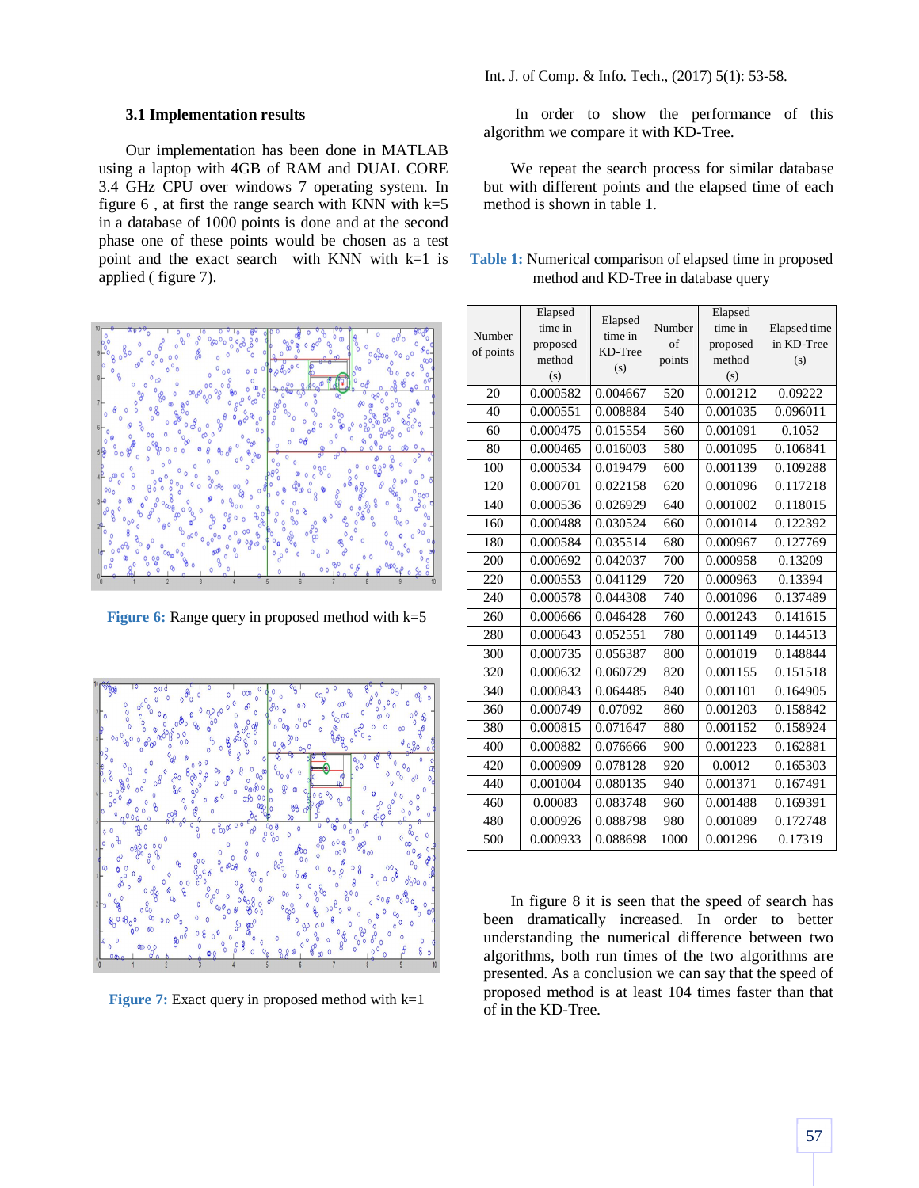### 3.1 Implementation results

Our implementation has been done in MATLAB using a laptop with 4GB of RAM and DUAL CORE 3.4 GHz CPU over windows 7 operating system. In figure 6 , at first the range search with KNN with k=5 in a database of 1000 points is done and at the second phase one of these points would be chosen as a test point and the exact search with KNN with k=1 is applied ( figure 7).

**Figure 6:** Range query in proposed method with k=5

**Figure 7:** Exact query in proposed method with k=1

In order to show the performance of this algorithm we compare it with KD-Tree.

We repeat the search process for similar database but with different points and the elapsed time of each method is shown in table 1.

**Table 1:** Numerical comparison of elapsed time in proposed method and KD-Tree in database query

| Number of points | Elapsed time in proposed method (s) | Elapsed time in KD-Tree (s) | Number of points | Elapsed time in proposed method (s) | Elapsed time in KD-Tree (s) |
|---|---|---|---|---|---|
| 20 | 0.000582 | 0.004667 | 520 | 0.001212 | 0.09222 |
| 40 | 0.000551 | 0.008884 | 540 | 0.001035 | 0.096011 |
| 60 | 0.000475 | 0.015554 | 560 | 0.001091 | 0.1052 |
| 80 | 0.000465 | 0.016003 | 580 | 0.001095 | 0.106841 |
| 100 | 0.000534 | 0.019479 | 600 | 0.001139 | 0.109288 |
| 120 | 0.000701 | 0.022158 | 620 | 0.001096 | 0.117218 |
| 140 | 0.000536 | 0.026929 | 640 | 0.001002 | 0.118015 |
| 160 | 0.000488 | 0.030524 | 660 | 0.001014 | 0.122392 |
| 180 | 0.000584 | 0.035514 | 680 | 0.000967 | 0.127769 |
| 200 | 0.000692 | 0.042037 | 700 | 0.000958 | 0.13209 |
| 220 | 0.000553 | 0.041129 | 720 | 0.000963 | 0.13394 |
| 240 | 0.000578 | 0.044308 | 740 | 0.001096 | 0.137489 |
| 260 | 0.000666 | 0.046428 | 760 | 0.001243 | 0.141615 |
| 280 | 0.000643 | 0.052551 | 780 | 0.001149 | 0.144513 |
| 300 | 0.000735 | 0.056387 | 800 | 0.001019 | 0.148844 |
| 320 | 0.000632 | 0.060729 | 820 | 0.001155 | 0.151518 |
| 340 | 0.000843 | 0.064485 | 840 | 0.001101 | 0.164905 |
| 360 | 0.000749 | 0.07092 | 860 | 0.001203 | 0.158842 |
| 380 | 0.000815 | 0.071647 | 880 | 0.001152 | 0.158924 |
| 400 | 0.000882 | 0.076666 | 900 | 0.001223 | 0.162881 |
| 420 | 0.000909 | 0.078128 | 920 | 0.0012 | 0.165303 |
| 440 | 0.001004 | 0.080135 | 940 | 0.001371 | 0.167491 |
| 460 | 0.00083 | 0.083748 | 960 | 0.001488 | 0.169391 |
| 480 | 0.000926 | 0.088798 | 980 | 0.001089 | 0.172748 |
| 500 | 0.000933 | 0.088698 | 1000 | 0.001296 | 0.17319 |

In figure 8 it is seen that the speed of search has been dramatically increased. In order to better understanding the numerical difference between two algorithms, both run times of the two algorithms are presented. As a conclusion we can say that the speed of proposed method is at least 104 times faster than that of in the KD-Tree.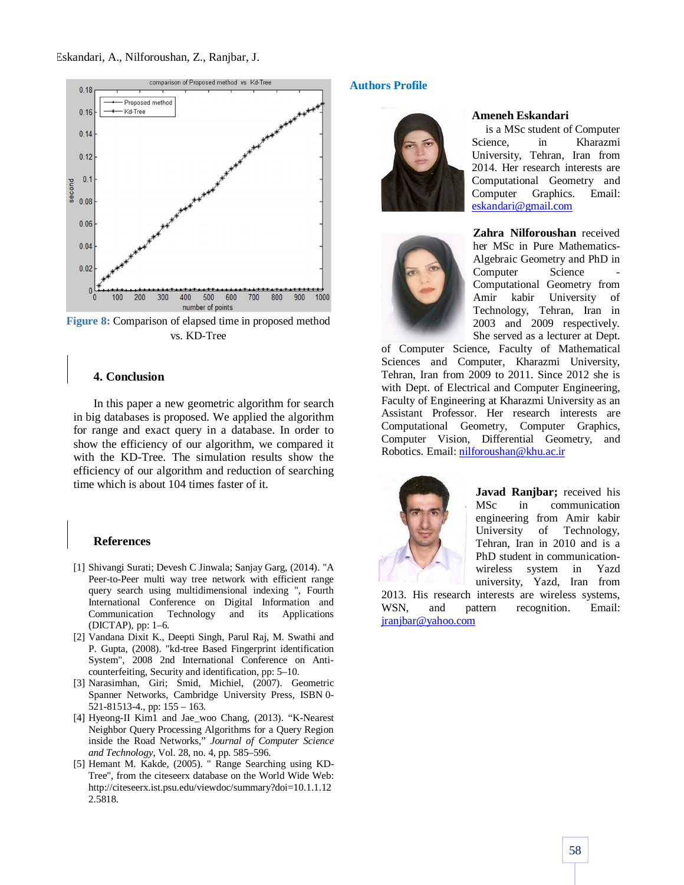comparison of Proposed method vs Kd-Tree

Proposed method
Kd-Tree

second

0.18
0.16
0.14
0.12
0.1
0.08
0.06
0.04
0.02
0

0 100 200 300 400 500 600 700 800 900 1000

number of points

**Figure 8:** Comparison of elapsed time in proposed method vs. KD-Tree

## 4. Conclusion

In this paper a new geometric algorithm for search in big databases is proposed. We applied the algorithm for range and exact query in a database. In order to show the efficiency of our algorithm, we compared it with the KD-Tree. The simulation results show the efficiency of our algorithm and reduction of searching time which is about 104 times faster of it.

## References

[1] Shivangi Surati; Devesh C Jinwala; Sanjay Garg, (2014). "A Peer-to-Peer multi way tree network with efficient range query search using multidimensional indexing ", Fourth International Conference on Digital Information and Communication Technology and its Applications (DICTAP), pp: 1–6.

[2] Vandana Dixit K., Deepti Singh, Parul Raj, M. Swathi and P. Gupta, (2008). "kd-tree Based Fingerprint identification System", 2008 2nd International Conference on Anti-counterfeiting, Security and identification, pp: 5–10.

[3] Narasimhan, Giri; Smid, Michiel, (2007). Geometric Spanner Networks, Cambridge University Press, ISBN 0-521-81513-4., pp: 155 – 163.

[4] Hyeong-II Kim1 and Jae_woo Chang, (2013). "K-Nearest Neighbor Query Processing Algorithms for a Query Region inside the Road Networks," *Journal of Computer Science and Technology*, Vol. 28, no. 4, pp. 585–596.

[5] Hemant M. Kakde, (2005). " Range Searching using KD-Tree", from the citeseerx database on the World Wide Web: http://citeseerx.ist.psu.edu/viewdoc/summary?doi=10.1.1.122.5818.

## Authors Profile

**Ameneh Eskandari** is a MSc student of Computer Science, in Kharazmi University, Tehran, Iran from 2014. Her research interests are Computational Geometry and Computer Graphics. Email: eskandari@gmail.com

**Zahra Nilforoushan** received her MSc in Pure Mathematics-Algebraic Geometry and PhD in Computer Science - Computational Geometry from Amir kabir University of Technology, Tehran, Iran in 2003 and 2009 respectively. She served as a lecturer at Dept. of Computer Science, Faculty of Mathematical Sciences and Computer, Kharazmi University, Tehran, Iran from 2009 to 2011. Since 2012 she is with Dept. of Electrical and Computer Engineering, Faculty of Engineering at Kharazmi University as an Assistant Professor. Her research interests are Computational Geometry, Computer Graphics, Computer Vision, Differential Geometry, and Robotics. Email: nilforoushan@khu.ac.ir

**Javad Ranjbar;** received his MSc in communication engineering from Amir kabir University of Technology, Tehran, Iran in 2010 and is a PhD student in communication-wireless system in Yazd university, Yazd, Iran from 2013. His research interests are wireless systems, WSN, and pattern recognition. Email: jranjbar@yahoo.com